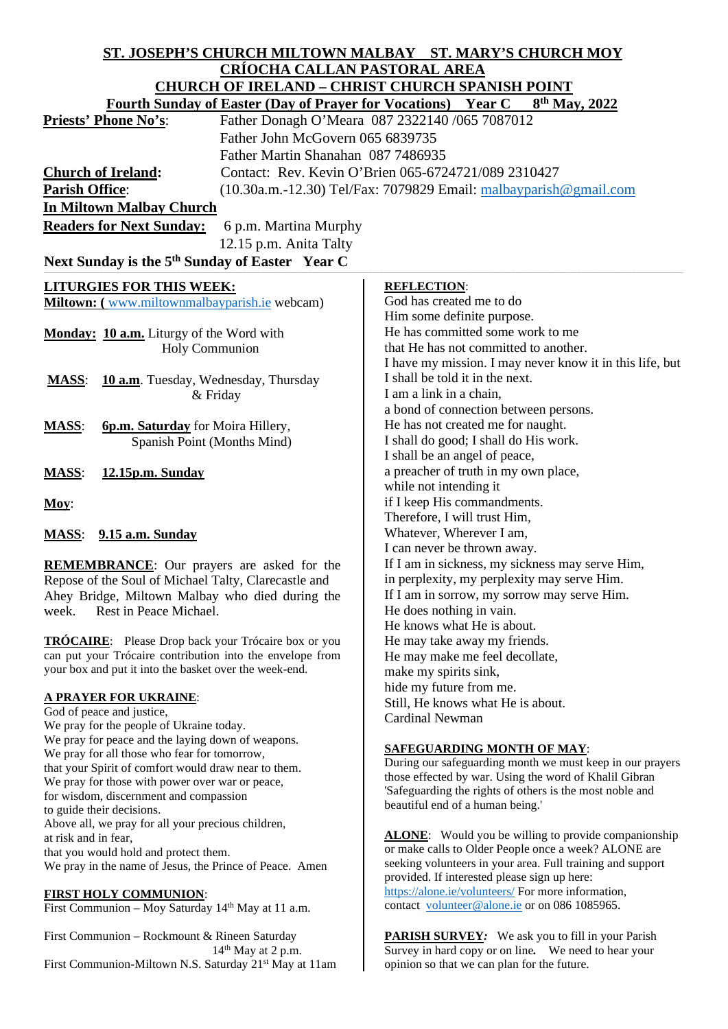# ST. JOSEPH'S CHURCH MILTOWN MALBAY ST. MARY'S CHURCH MOY
## CRÍOCHA CALLAN PASTORAL AREA
## CHURCH OF IRELAND – CHRIST CHURCH SPANISH POINT
### Fourth Sunday of Easter (Day of Prayer for Vocations) Year C 8th May, 2022

**Priests' Phone No's**: Father Donagh O'Meara 087 2322140 /065 7087012
Father John McGovern 065 6839735
Father Martin Shanahan 087 7486935

**Church of Ireland:** Contact: Rev. Kevin O'Brien 065-6724721/089 2310427

**Parish Office**: (10.30a.m.-12.30) Tel/Fax: 7079829 Email: malbayparish@gmail.com

**In Miltown Malbay Church**

**Readers for Next Sunday:** 6 p.m. Martina Murphy
12.15 p.m. Anita Talty

**Next Sunday is the 5th Sunday of Easter Year C**

**LITURGIES FOR THIS WEEK:**

**Miltown: (** www.miltownmalbayparish.ie webcam)

**Monday: 10 a.m.** Liturgy of the Word with Holy Communion

**MASS**: **10 a.m**. Tuesday, Wednesday, Thursday & Friday

**MASS**: **6p.m. Saturday** for Moira Hillery, Spanish Point (Months Mind)

**MASS**: **12.15p.m. Sunday**

**Moy**:

**MASS**: **9.15 a.m. Sunday**

**REMEMBRANCE**: Our prayers are asked for the Repose of the Soul of Michael Talty, Clarecastle and Ahey Bridge, Miltown Malbay who died during the week. Rest in Peace Michael.

**TRÓCAIRE**: Please Drop back your Trócaire box or you can put your Trócaire contribution into the envelope from your box and put it into the basket over the week-end.

**A PRAYER FOR UKRAINE**:

God of peace and justice,
We pray for the people of Ukraine today.
We pray for peace and the laying down of weapons.
We pray for all those who fear for tomorrow,
that your Spirit of comfort would draw near to them.
We pray for those with power over war or peace,
for wisdom, discernment and compassion
to guide their decisions.
Above all, we pray for all your precious children,
at risk and in fear,
that you would hold and protect them.
We pray in the name of Jesus, the Prince of Peace. Amen

**FIRST HOLY COMMUNION**:

First Communion – Moy Saturday 14th May at 11 a.m.

First Communion – Rockmount & Rineen Saturday 14th May at 2 p.m.

First Communion-Miltown N.S. Saturday 21st May at 11am

**REFLECTION**:

God has created me to do
Him some definite purpose.
He has committed some work to me
that He has not committed to another.
I have my mission. I may never know it in this life, but I shall be told it in the next.
I am a link in a chain,
a bond of connection between persons.
He has not created me for naught.
I shall do good; I shall do His work.
I shall be an angel of peace,
a preacher of truth in my own place,
while not intending it
if I keep His commandments.
Therefore, I will trust Him,
Whatever, Wherever I am,
I can never be thrown away.
If I am in sickness, my sickness may serve Him,
in perplexity, my perplexity may serve Him.
If I am in sorrow, my sorrow may serve Him.
He does nothing in vain.
He knows what He is about.
He may take away my friends.
He may make me feel decollate,
make my spirits sink,
hide my future from me.
Still, He knows what He is about.
Cardinal Newman

**SAFEGUARDING MONTH OF MAY**:

During our safeguarding month we must keep in our prayers those effected by war. Using the word of Khalil Gibran 'Safeguarding the rights of others is the most noble and beautiful end of a human being.'

**ALONE**: Would you be willing to provide companionship or make calls to Older People once a week? ALONE are seeking volunteers in your area. Full training and support provided. If interested please sign up here: https://alone.ie/volunteers/ For more information, contact volunteer@alone.ie or on 086 1085965.

**PARISH SURVEY***:* We ask you to fill in your Parish Survey in hard copy or on line*.* We need to hear your opinion so that we can plan for the future.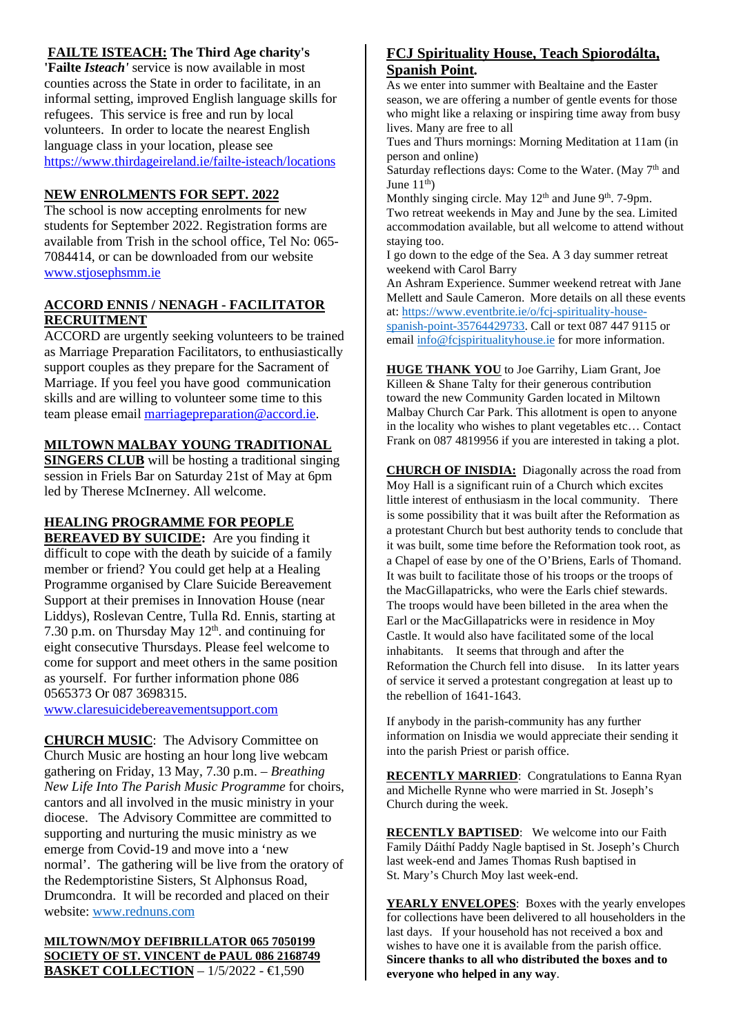**FAILTE ISTEACH: The Third Age charity's 'Failte** ***Isteach'*** service is now available in most counties across the State in order to facilitate, in an informal setting, improved English language skills for refugees. This service is free and run by local volunteers. In order to locate the nearest English language class in your location, please see https://www.thirdageireland.ie/failte-isteach/locations

**NEW ENROLMENTS FOR SEPT. 2022**

The school is now accepting enrolments for new students for September 2022. Registration forms are available from Trish in the school office, Tel No: 065-7084414, or can be downloaded from our website www.stjosephsmm.ie

**ACCORD ENNIS / NENAGH - FACILITATOR RECRUITMENT**

ACCORD are urgently seeking volunteers to be trained as Marriage Preparation Facilitators, to enthusiastically support couples as they prepare for the Sacrament of Marriage. If you feel you have good communication skills and are willing to volunteer some time to this team please email marriagepreparation@accord.ie.

**MILTOWN MALBAY YOUNG TRADITIONAL SINGERS CLUB** will be hosting a traditional singing session in Friels Bar on Saturday 21st of May at 6pm led by Therese McInerney. All welcome.

**HEALING PROGRAMME FOR PEOPLE BEREAVED BY SUICIDE:** Are you finding it difficult to cope with the death by suicide of a family member or friend? You could get help at a Healing Programme organised by Clare Suicide Bereavement Support at their premises in Innovation House (near Liddys), Roslevan Centre, Tulla Rd. Ennis, starting at 7.30 p.m. on Thursday May 12th. and continuing for eight consecutive Thursdays. Please feel welcome to come for support and meet others in the same position as yourself. For further information phone 086 0565373 Or 087 3698315.
www.claresuicidebereavementsupport.com

**CHURCH MUSIC**: The Advisory Committee on Church Music are hosting an hour long live webcam gathering on Friday, 13 May, 7.30 p.m. – *Breathing New Life Into The Parish Music Programme* for choirs, cantors and all involved in the music ministry in your diocese. The Advisory Committee are committed to supporting and nurturing the music ministry as we emerge from Covid-19 and move into a 'new normal'. The gathering will be live from the oratory of the Redemptoristine Sisters, St Alphonsus Road, Drumcondra. It will be recorded and placed on their website: www.rednuns.com

**MILTOWN/MOY DEFIBRILLATOR 065 7050199**
**SOCIETY OF ST. VINCENT de PAUL 086 2168749**
**BASKET COLLECTION** – 1/5/2022 - €1,590

## FCJ Spirituality House, Teach Spiorodálta, Spanish Point.

As we enter into summer with Bealtaine and the Easter season, we are offering a number of gentle events for those who might like a relaxing or inspiring time away from busy lives. Many are free to all

Tues and Thurs mornings: Morning Meditation at 11am (in person and online)

Saturday reflections days: Come to the Water. (May 7th and June 11th)

Monthly singing circle. May 12th and June 9th. 7-9pm.

Two retreat weekends in May and June by the sea. Limited accommodation available, but all welcome to attend without staying too.

I go down to the edge of the Sea. A 3 day summer retreat weekend with Carol Barry

An Ashram Experience. Summer weekend retreat with Jane Mellett and Saule Cameron. More details on all these events at: https://www.eventbrite.ie/o/fcj-spirituality-house-spanish-point-35764429733. Call or text 087 447 9115 or email info@fcjspiritualityhouse.ie for more information.

**HUGE THANK YOU** to Joe Garrihy, Liam Grant, Joe Killeen & Shane Talty for their generous contribution toward the new Community Garden located in Miltown Malbay Church Car Park. This allotment is open to anyone in the locality who wishes to plant vegetables etc… Contact Frank on 087 4819956 if you are interested in taking a plot.

**CHURCH OF INISDIA:** Diagonally across the road from Moy Hall is a significant ruin of a Church which excites little interest of enthusiasm in the local community. There is some possibility that it was built after the Reformation as a protestant Church but best authority tends to conclude that it was built, some time before the Reformation took root, as a Chapel of ease by one of the O'Briens, Earls of Thomand. It was built to facilitate those of his troops or the troops of the MacGillapatricks, who were the Earls chief stewards. The troops would have been billeted in the area when the Earl or the MacGillapatricks were in residence in Moy Castle. It would also have facilitated some of the local inhabitants. It seems that through and after the Reformation the Church fell into disuse. In its latter years of service it served a protestant congregation at least up to the rebellion of 1641-1643.

If anybody in the parish-community has any further information on Inisdia we would appreciate their sending it into the parish Priest or parish office.

**RECENTLY MARRIED**: Congratulations to Eanna Ryan and Michelle Rynne who were married in St. Joseph's Church during the week.

**RECENTLY BAPTISED**: We welcome into our Faith Family Dáithí Paddy Nagle baptised in St. Joseph's Church last week-end and James Thomas Rush baptised in St. Mary's Church Moy last week-end.

**YEARLY ENVELOPES**: Boxes with the yearly envelopes for collections have been delivered to all householders in the last days. If your household has not received a box and wishes to have one it is available from the parish office. **Sincere thanks to all who distributed the boxes and to everyone who helped in any way**.